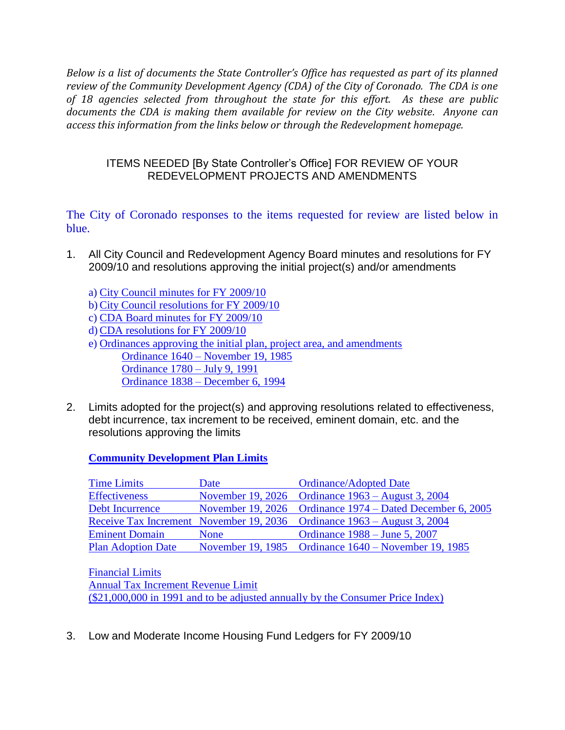*Below is a list of documents the State Controller's Office has requested as part of its planned review of the Community Development Agency (CDA) of the City of Coronado. The CDA is one of 18 agencies selected from throughout the state for this effort. As these are public documents the CDA is making them available for review on the City website. Anyone can access this information from the links below or through the Redevelopment homepage.*

ITEMS NEEDED [By State Controller's Office] FOR REVIEW OF YOUR REDEVELOPMENT PROJECTS AND AMENDMENTS

The City of Coronado responses to the items requested for review are listed below in blue.

1. All City Council and Redevelopment Agency Board minutes and resolutions for FY 2009/10 and resolutions approving the initial project(s) and/or amendments

   a) City Council minutes for FY 2009/10
   b) City Council resolutions for FY 2009/10
   c) CDA Board minutes for FY 2009/10
   d) CDA resolutions for FY 2009/10
   e) Ordinances approving the initial plan, project area, and amendments
      - Ordinance 1640 – November 19, 1985
      - Ordinance 1780 – July 9, 1991
      - Ordinance 1838 – December 6, 1994

2. Limits adopted for the project(s) and approving resolutions related to effectiveness, debt incurrence, tax increment to be received, eminent domain, etc. and the resolutions approving the limits

   **Community Development Plan Limits**

   | Time Limits | Date | Ordinance/Adopted Date |
   |---|---|---|
   | Effectiveness | November 19, 2026 | Ordinance 1963 – August 3, 2004 |
   | Debt Incurrence | November 19, 2026 | Ordinance 1974 – Dated December 6, 2005 |
   | Receive Tax Increment | November 19, 2036 | Ordinance 1963 – August 3, 2004 |
   | Eminent Domain | None | Ordinance 1988 – June 5, 2007 |
   | Plan Adoption Date | November 19, 1985 | Ordinance 1640 – November 19, 1985 |

   Financial Limits
   Annual Tax Increment Revenue Limit
   ($21,000,000 in 1991 and to be adjusted annually by the Consumer Price Index)

3. Low and Moderate Income Housing Fund Ledgers for FY 2009/10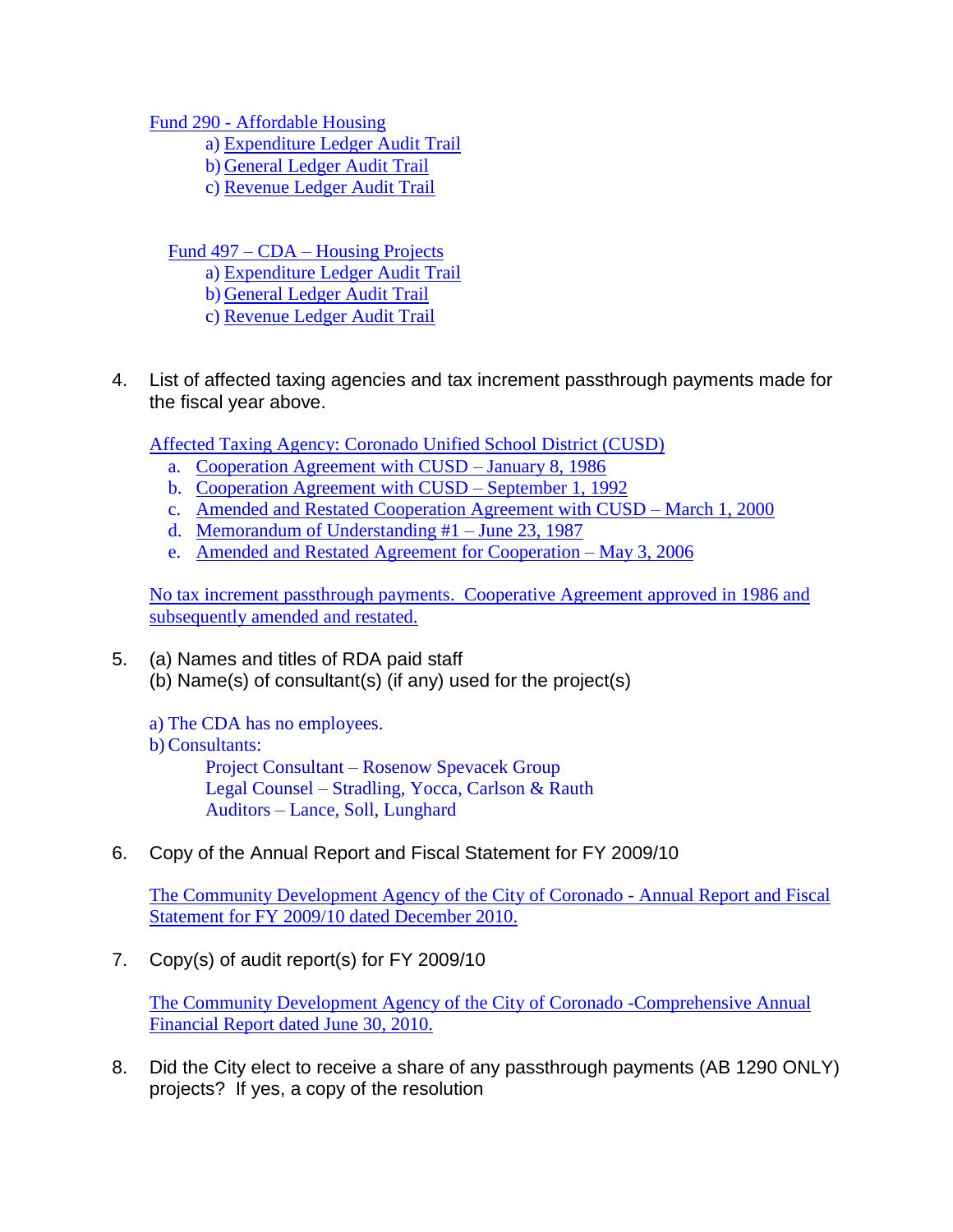Fund 290 - Affordable Housing

a) Expenditure Ledger Audit Trail
b) General Ledger Audit Trail
c) Revenue Ledger Audit Trail

Fund 497 – CDA – Housing Projects

a) Expenditure Ledger Audit Trail
b) General Ledger Audit Trail
c) Revenue Ledger Audit Trail

4. List of affected taxing agencies and tax increment passthrough payments made for the fiscal year above.

   Affected Taxing Agency: Coronado Unified School District (CUSD)

   a. Cooperation Agreement with CUSD – January 8, 1986
   b. Cooperation Agreement with CUSD – September 1, 1992
   c. Amended and Restated Cooperation Agreement with CUSD – March 1, 2000
   d. Memorandum of Understanding #1 – June 23, 1987
   e. Amended and Restated Agreement for Cooperation – May 3, 2006

   No tax increment passthrough payments. Cooperative Agreement approved in 1986 and subsequently amended and restated.

5. (a) Names and titles of RDA paid staff
   (b) Name(s) of consultant(s) (if any) used for the project(s)

   a) The CDA has no employees.
   b) Consultants:
      Project Consultant – Rosenow Spevacek Group
      Legal Counsel – Stradling, Yocca, Carlson & Rauth
      Auditors – Lance, Soll, Lunghard

6. Copy of the Annual Report and Fiscal Statement for FY 2009/10

   The Community Development Agency of the City of Coronado - Annual Report and Fiscal Statement for FY 2009/10 dated December 2010.

7. Copy(s) of audit report(s) for FY 2009/10

   The Community Development Agency of the City of Coronado -Comprehensive Annual Financial Report dated June 30, 2010.

8. Did the City elect to receive a share of any passthrough payments (AB 1290 ONLY) projects? If yes, a copy of the resolution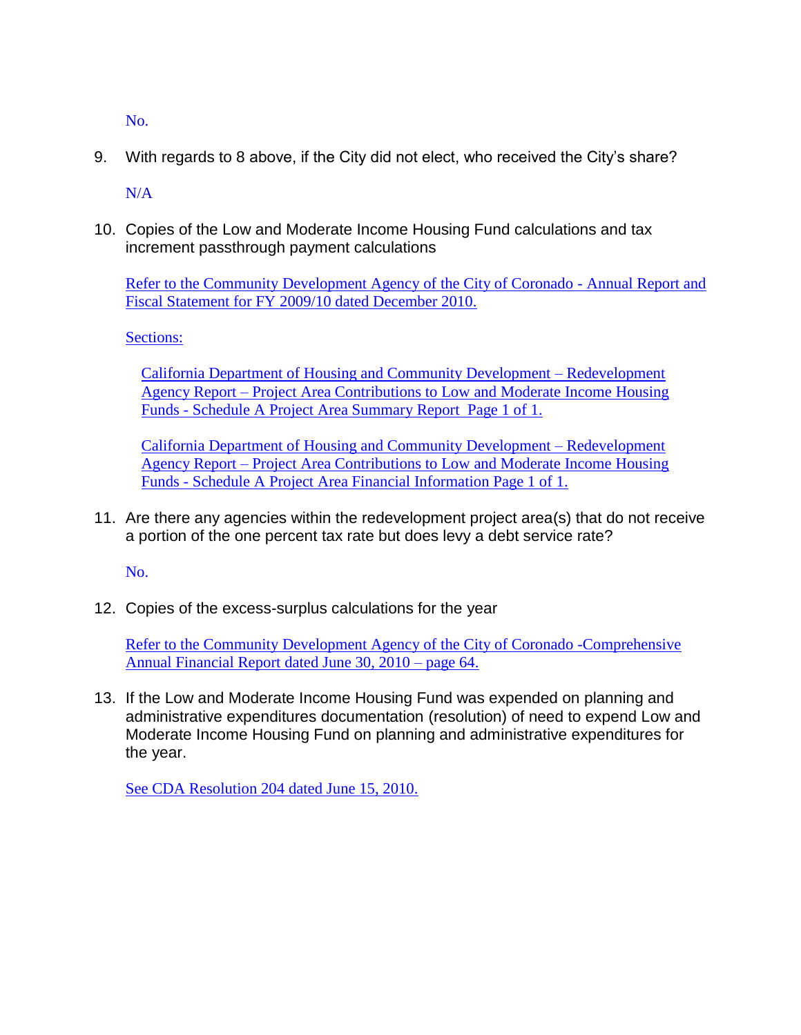No.

9. With regards to 8 above, if the City did not elect, who received the City's share?

   N/A

10. Copies of the Low and Moderate Income Housing Fund calculations and tax increment passthrough payment calculations

    Refer to the Community Development Agency of the City of Coronado - Annual Report and Fiscal Statement for FY 2009/10 dated December 2010.

    Sections:

    California Department of Housing and Community Development – Redevelopment Agency Report – Project Area Contributions to Low and Moderate Income Housing Funds - Schedule A Project Area Summary Report Page 1 of 1.

    California Department of Housing and Community Development – Redevelopment Agency Report – Project Area Contributions to Low and Moderate Income Housing Funds - Schedule A Project Area Financial Information Page 1 of 1.

11. Are there any agencies within the redevelopment project area(s) that do not receive a portion of the one percent tax rate but does levy a debt service rate?

    No.

12. Copies of the excess-surplus calculations for the year

    Refer to the Community Development Agency of the City of Coronado -Comprehensive Annual Financial Report dated June 30, 2010 – page 64.

13. If the Low and Moderate Income Housing Fund was expended on planning and administrative expenditures documentation (resolution) of need to expend Low and Moderate Income Housing Fund on planning and administrative expenditures for the year.

    See CDA Resolution 204 dated June 15, 2010.